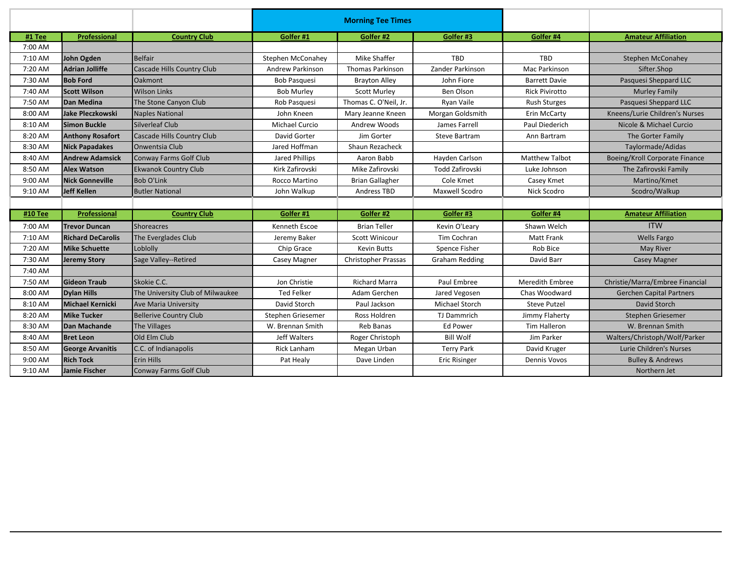## Morning Tee Times

| #1 Tee | Professional | Country Club | Golfer #1 | Golfer #2 | Golfer #3 | Golfer #4 | Amateur Affiliation |
|---|---|---|---|---|---|---|---|
| 7:00 AM | | | | | | | |
| 7:10 AM | **John Ogden** | Belfair | Stephen McConahey | Mike Shaffer | TBD | TBD | Stephen McConahey |
| 7:20 AM | **Adrian Jolliffe** | Cascade Hills Country Club | Andrew Parkinson | Thomas Parkinson | Zander Parkinson | Mac Parkinson | Sifter.Shop |
| 7:30 AM | **Bob Ford** | Oakmont | Bob Pasquesi | Brayton Alley | John Fiore | Barrett Davie | Pasquesi Sheppard LLC |
| 7:40 AM | **Scott Wilson** | Wilson Links | Bob Murley | Scott Murley | Ben Olson | Rick Pivirotto | Murley Family |
| 7:50 AM | **Dan Medina** | The Stone Canyon Club | Rob Pasquesi | Thomas C. O'Neil, Jr. | Ryan Vaile | Rush Sturges | Pasquesi Sheppard LLC |
| 8:00 AM | **Jake Pleczkowski** | Naples National | John Kneen | Mary Jeanne Kneen | Morgan Goldsmith | Erin McCarty | Kneens/Lurie Children's Nurses |
| 8:10 AM | **Simon Buckle** | Silverleaf Club | Michael Curcio | Andrew Woods | James Farrell | Paul Diederich | Nicole & Michael Curcio |
| 8:20 AM | **Anthony Rosafort** | Cascade Hills Country Club | David Gorter | Jim Gorter | Steve Bartram | Ann Bartram | The Gorter Family |
| 8:30 AM | **Nick Papadakes** | Onwentsia Club | Jared Hoffman | Shaun Rezacheck | | | Taylormade/Adidas |
| 8:40 AM | **Andrew Adamsick** | Conway Farms Golf Club | Jared Phillips | Aaron Babb | Hayden Carlson | Matthew Talbot | Boeing/Kroll Corporate Finance |
| 8:50 AM | **Alex Watson** | Ekwanok Country Club | Kirk Zafirovski | Mike Zafirovski | Todd Zafirovski | Luke Johnson | The Zafirovski Family |
| 9:00 AM | **Nick Gonneville** | Bob O'Link | Rocco Martino | Brian Gallagher | Cole Kmet | Casey Kmet | Martino/Kmet |
| 9:10 AM | **Jeff Kellen** | Butler National | John Walkup | Andress TBD | Maxwell Scodro | Nick Scodro | Scodro/Walkup |

| #10 Tee | Professional | Country Club | Golfer #1 | Golfer #2 | Golfer #3 | Golfer #4 | Amateur Affiliation |
|---|---|---|---|---|---|---|---|
| 7:00 AM | **Trevor Duncan** | Shoreacres | Kenneth Escoe | Brian Teller | Kevin O'Leary | Shawn Welch | ITW |
| 7:10 AM | **Richard DeCarolis** | The Everglades Club | Jeremy Baker | Scott Winicour | Tim Cochran | Matt Frank | Wells Fargo |
| 7:20 AM | **Mike Schuette** | Loblolly | Chip Grace | Kevin Butts | Spence Fisher | Rob Bice | May River |
| 7:30 AM | **Jeremy Story** | Sage Valley--Retired | Casey Magner | Christopher Prassas | Graham Redding | David Barr | Casey Magner |
| 7:40 AM | | | | | | | |
| 7:50 AM | **Gideon Traub** | Skokie C.C. | Jon Christie | Richard Marra | Paul Embree | Meredith Embree | Christie/Marra/Embree Financial |
| 8:00 AM | **Dylan Hills** | The University Club of Milwaukee | Ted Felker | Adam Gerchen | Jared Vegosen | Chas Woodward | Gerchen Capital Partners |
| 8:10 AM | **Michael Kernicki** | Ave Maria University | David Storch | Paul Jackson | Michael Storch | Steve Putzel | David Storch |
| 8:20 AM | **Mike Tucker** | Bellerive Country Club | Stephen Griesemer | Ross Holdren | TJ Dammrich | Jimmy Flaherty | Stephen Griesemer |
| 8:30 AM | **Dan Machande** | The Villages | W. Brennan Smith | Reb Banas | Ed Power | Tim Halleron | W. Brennan Smith |
| 8:40 AM | **Bret Leon** | Old Elm Club | Jeff Walters | Roger Christoph | Bill Wolf | Jim Parker | Walters/Christoph/Wolf/Parker |
| 8:50 AM | **George Arvanitis** | C.C. of Indianapolis | Rick Lanham | Megan Urban | Terry Park | David Kruger | Lurie Children's Nurses |
| 9:00 AM | **Rich Tock** | Erin Hills | Pat Healy | Dave Linden | Eric Risinger | Dennis Vovos | Bulley & Andrews |
| 9:10 AM | **Jamie Fischer** | Conway Farms Golf Club | | | | | Northern Jet |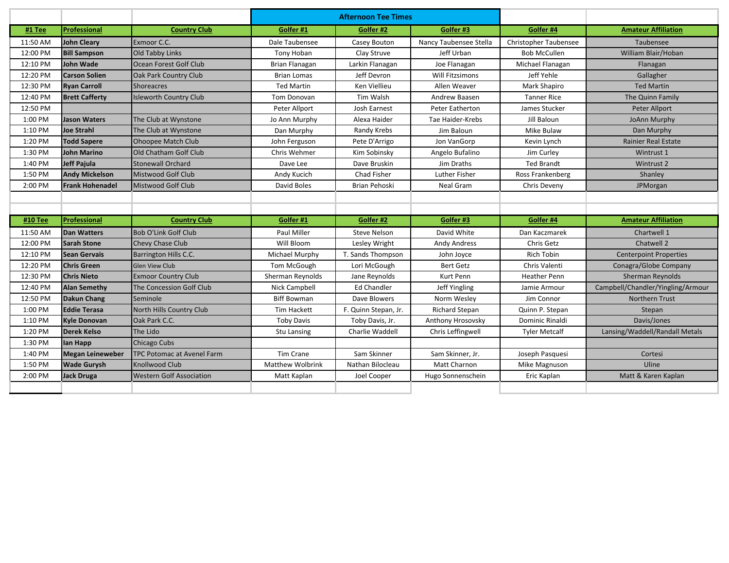## Afternoon Tee Times

| #1 Tee | Professional | Country Club | Golfer #1 | Golfer #2 | Golfer #3 | Golfer #4 | Amateur Affiliation |
|---|---|---|---|---|---|---|---|
| 11:50 AM | **John Cleary** | Exmoor C.C. | Dale Taubensee | Casey Bouton | Nancy Taubensee Stella | Christopher Taubensee | Taubensee |
| 12:00 PM | **Bill Sampson** | Old Tabby Links | Tony Hoban | Clay Struve | Jeff Urban | Bob McCullen | William Blair/Hoban |
| 12:10 PM | **John Wade** | Ocean Forest Golf Club | Brian Flanagan | Larkin Flanagan | Joe Flanagan | Michael Flanagan | Flanagan |
| 12:20 PM | **Carson Solien** | Oak Park Country Club | Brian Lomas | Jeff Devron | Will Fitzsimons | Jeff Yehle | Gallagher |
| 12:30 PM | **Ryan Carroll** | Shoreacres | Ted Martin | Ken Viellieu | Allen Weaver | Mark Shapiro | Ted Martin |
| 12:40 PM | **Brett Cafferty** | Isleworth Country Club | Tom Donovan | Tim Walsh | Andrew Baasen | Tanner Rice | The Quinn Family |
| 12:50 PM | | | Peter Allport | Josh Earnest | Peter Eatherton | James Stucker | Peter Allport |
| 1:00 PM | **Jason Waters** | The Club at Wynstone | Jo Ann Murphy | Alexa Haider | Tae Haider-Krebs | Jill Baloun | JoAnn Murphy |
| 1:10 PM | **Joe Strahl** | The Club at Wynstone | Dan Murphy | Randy Krebs | Jim Baloun | Mike Bulaw | Dan Murphy |
| 1:20 PM | **Todd Sapere** | Ohoopee Match Club | John Ferguson | Pete D'Arrigo | Jon VanGorp | Kevin Lynch | Rainier Real Estate |
| 1:30 PM | **John Marino** | Old Chatham Golf Club | Chris Wehmer | Kim Sobinsky | Angelo Bufalino | Jim Curley | Wintrust 1 |
| 1:40 PM | **Jeff Pajula** | Stonewall Orchard | Dave Lee | Dave Bruskin | Jim Draths | Ted Brandt | Wintrust 2 |
| 1:50 PM | **Andy Mickelson** | Mistwood Golf Club | Andy Kucich | Chad Fisher | Luther Fisher | Ross Frankenberg | Shanley |
| 2:00 PM | **Frank Hohenadel** | Mistwood Golf Club | David Boles | Brian Pehoski | Neal Gram | Chris Deveny | JPMorgan |

| #10 Tee | Professional | Country Club | Golfer #1 | Golfer #2 | Golfer #3 | Golfer #4 | Amateur Affiliation |
|---|---|---|---|---|---|---|---|
| 11:50 AM | **Dan Watters** | Bob O'Link Golf Club | Paul Miller | Steve Nelson | David White | Dan Kaczmarek | Chartwell 1 |
| 12:00 PM | **Sarah Stone** | Chevy Chase Club | Will Bloom | Lesley Wright | Andy Andress | Chris Getz | Chatwell 2 |
| 12:10 PM | **Sean Gervais** | Barrington Hills C.C. | Michael Murphy | T. Sands Thompson | John Joyce | Rich Tobin | Centerpoint Properties |
| 12:20 PM | **Chris Green** | Glen View Club | Tom McGough | Lori McGough | Bert Getz | Chris Valenti | Conagra/Globe Company |
| 12:30 PM | **Chris Nieto** | Exmoor Country Club | Sherman Reynolds | Jane Reynolds | Kurt Penn | Heather Penn | Sherman Reynolds |
| 12:40 PM | **Alan Semethy** | The Concession Golf Club | Nick Campbell | Ed Chandler | Jeff Yingling | Jamie Armour | Campbell/Chandler/Yingling/Armour |
| 12:50 PM | **Dakun Chang** | Seminole | Biff Bowman | Dave Blowers | Norm Wesley | Jim Connor | Northern Trust |
| 1:00 PM | **Eddie Terasa** | North Hills Country Club | Tim Hackett | F. Quinn Stepan, Jr. | Richard Stepan | Quinn P. Stepan | Stepan |
| 1:10 PM | **Kyle Donovan** | Oak Park C.C. | Toby Davis | Toby Davis, Jr. | Anthony Hrosovsky | Dominic Rinaldi | Davis/Jones |
| 1:20 PM | **Derek Kelso** | The Lido | Stu Lansing | Charlie Waddell | Chris Leffingwell | Tyler Metcalf | Lansing/Waddell/Randall Metals |
| 1:30 PM | **Ian Happ** | Chicago Cubs | | | | | |
| 1:40 PM | **Megan Leineweber** | TPC Potomac at Avenel Farm | Tim Crane | Sam Skinner | Sam Skinner, Jr. | Joseph Pasquesi | Cortesi |
| 1:50 PM | **Wade Gurysh** | Knollwood Club | Matthew Wolbrink | Nathan Bilocleau | Matt Charnon | Mike Magnuson | Uline |
| 2:00 PM | **Jack Druga** | Western Golf Association | Matt Kaplan | Joel Cooper | Hugo Sonnenschein | Eric Kaplan | Matt & Karen Kaplan |